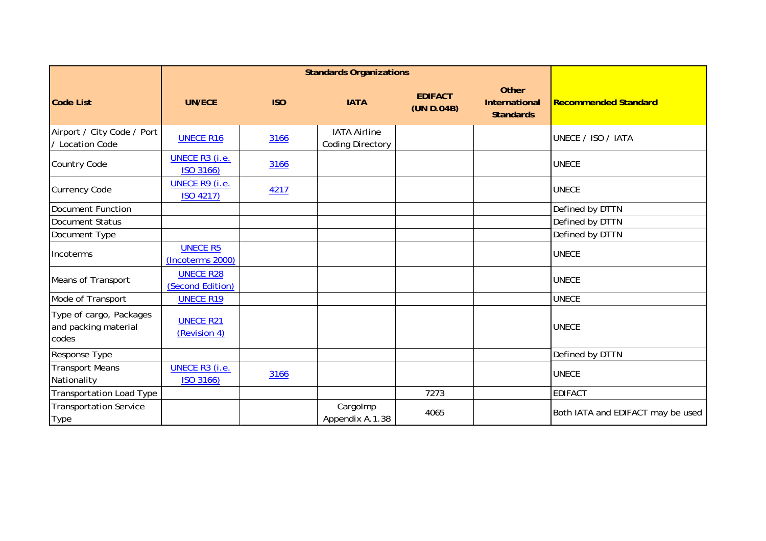| Code List | Standards Organizations | | | | | Recommended Standard |
|---|---|---|---|---|---|---|
| | UN/ECE | ISO | IATA | EDIFACT (UN D.04B) | Other International Standards | |
| Airport / City Code / Port / Location Code | UNECE R16 | 3166 | IATA Airline Coding Directory | | | UNECE / ISO / IATA |
| Country Code | UNECE R3 (i.e. ISO 3166) | 3166 | | | | UNECE |
| Currency Code | UNECE R9 (i.e. ISO 4217) | 4217 | | | | UNECE |
| Document Function | | | | | | Defined by DTTN |
| Document Status | | | | | | Defined by DTTN |
| Document Type | | | | | | Defined by DTTN |
| Incoterms | UNECE R5 (Incoterms 2000) | | | | | UNECE |
| Means of Transport | UNECE R28 (Second Edition) | | | | | UNECE |
| Mode of Transport | UNECE R19 | | | | | UNECE |
| Type of cargo, Packages and packing material codes | UNECE R21 (Revision 4) | | | | | UNECE |
| Response Type | | | | | | Defined by DTTN |
| Transport Means Nationality | UNECE R3 (i.e. ISO 3166) | 3166 | | | | UNECE |
| Transportation Load Type | | | | 7273 | | EDIFACT |
| Transportation Service Type | | | CargoImp Appendix A.1.38 | 4065 | | Both IATA and EDIFACT may be used |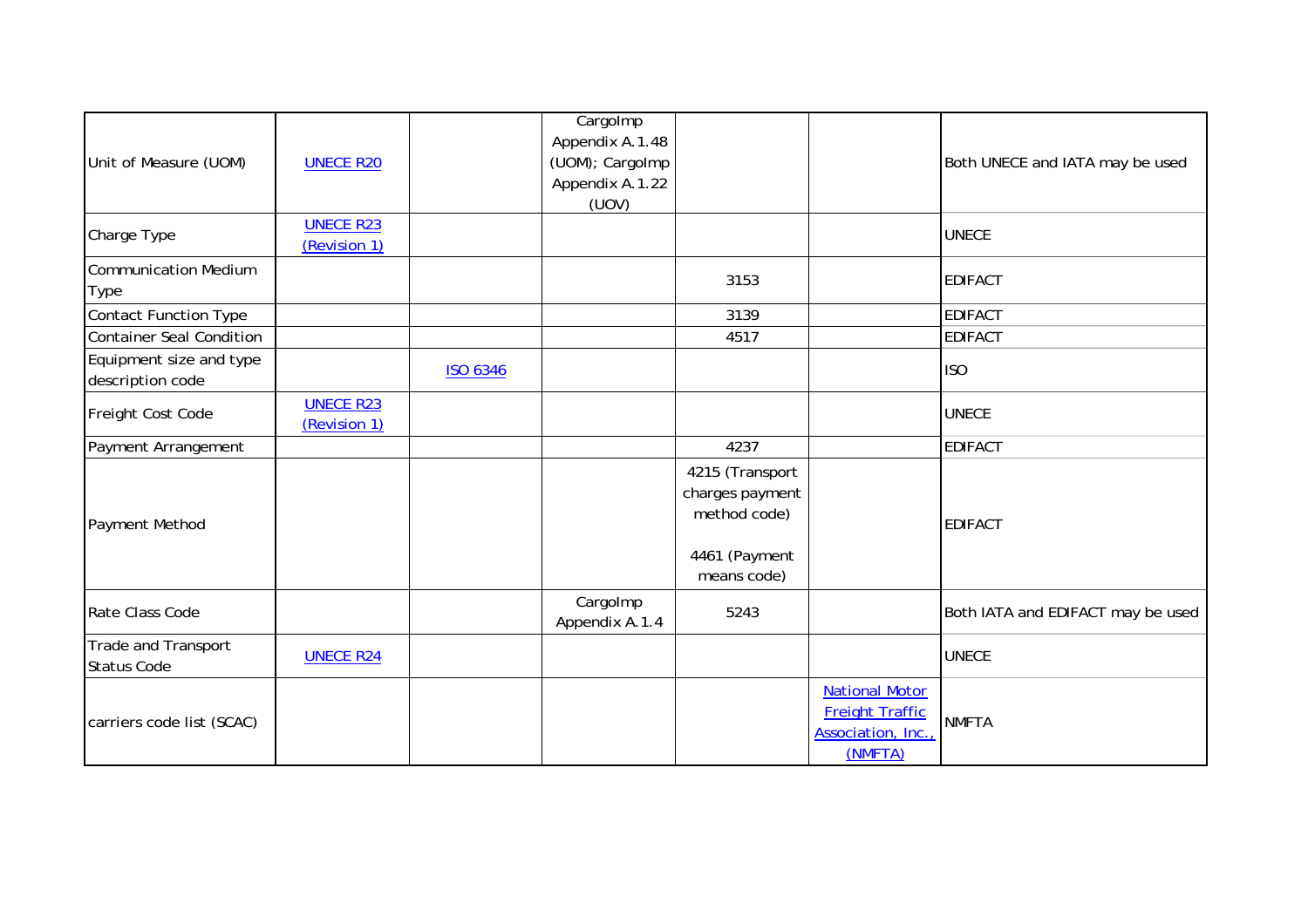|  |  |  |  |  |  |  |
|---|---|---|---|---|---|---|
| Unit of Measure (UOM) | UNECE R20 |  | CargoImp Appendix A.1.48 (UOM); CargoImp Appendix A.1.22 (UOV) |  |  | Both UNECE and IATA may be used |
| Charge Type | UNECE R23 (Revision 1) |  |  |  |  | UNECE |
| Communication Medium Type |  |  |  | 3153 |  | EDIFACT |
| Contact Function Type |  |  |  | 3139 |  | EDIFACT |
| Container Seal Condition |  |  |  | 4517 |  | EDIFACT |
| Equipment size and type description code |  | ISO 6346 |  |  |  | ISO |
| Freight Cost Code | UNECE R23 (Revision 1) |  |  |  |  | UNECE |
| Payment Arrangement |  |  |  | 4237 |  | EDIFACT |
| Payment Method |  |  |  | 4215 (Transport charges payment method code)<br><br>4461 (Payment means code) |  | EDIFACT |
| Rate Class Code |  |  | CargoImp Appendix A.1.4 | 5243 |  | Both IATA and EDIFACT may be used |
| Trade and Transport Status Code | UNECE R24 |  |  |  |  | UNECE |
| carriers code list (SCAC) |  |  |  |  | National Motor Freight Traffic Association, Inc., (NMFTA) | NMFTA |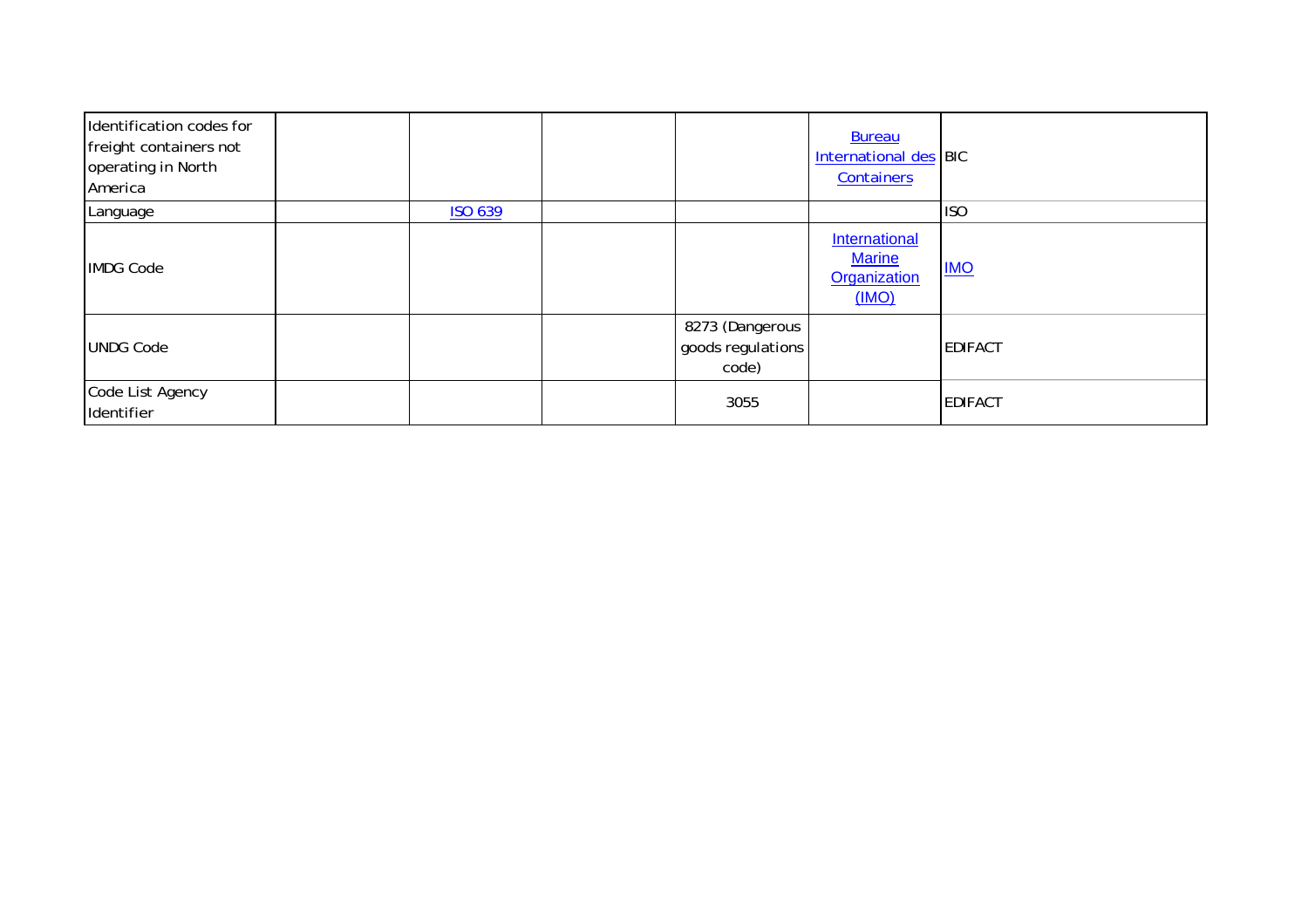| | | | | | | |
|---|---|---|---|---|---|---|
| Identification codes for freight containers not operating in North America | | | | | Bureau International des Containers | BIC |
| Language | | ISO 639 | | | | ISO |
| IMDG Code | | | | | International Marine Organization (IMO) | IMO |
| UNDG Code | | | | 8273 (Dangerous goods regulations code) | | EDIFACT |
| Code List Agency Identifier | | | | 3055 | | EDIFACT |